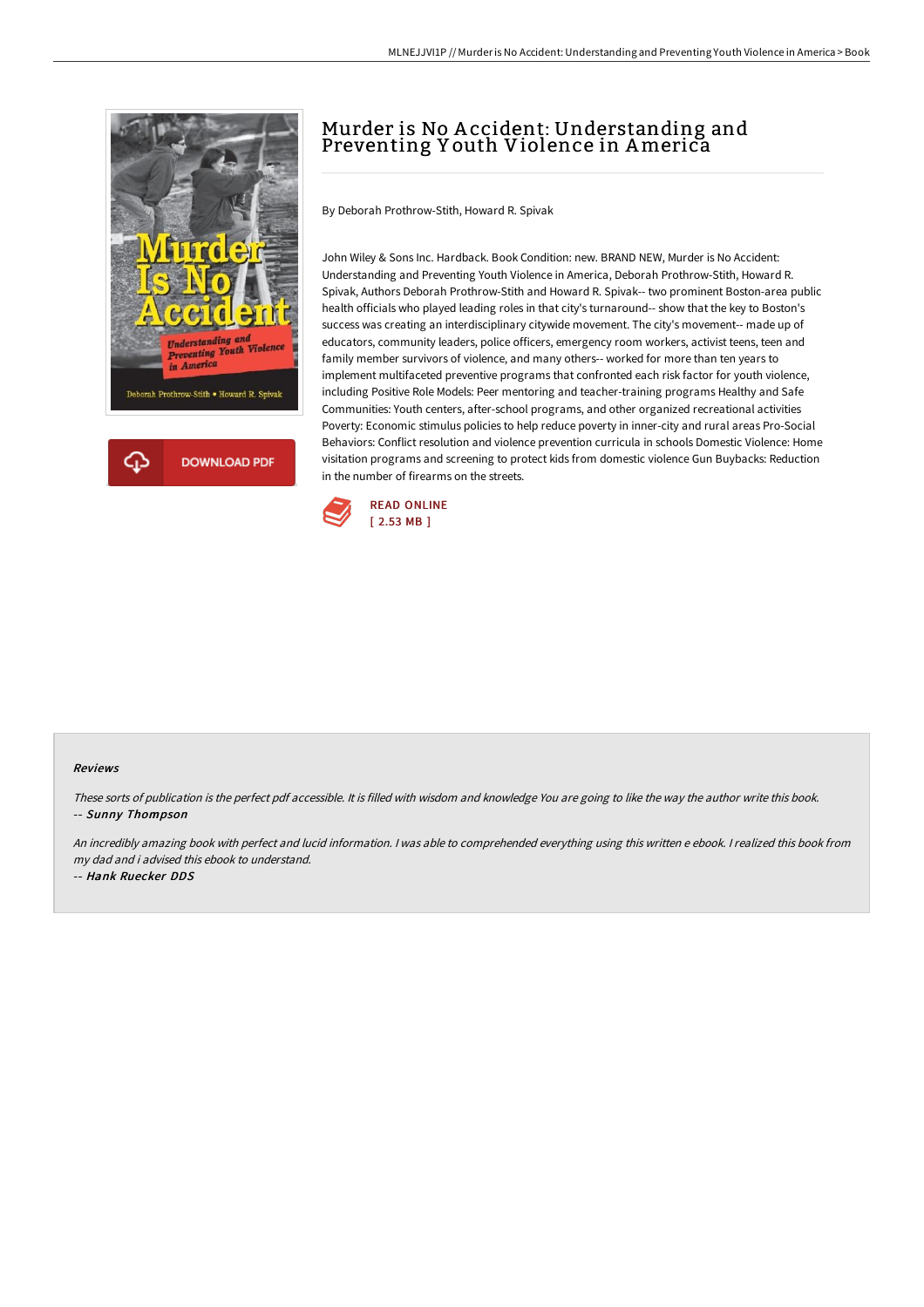# Murder is No Accident: Understanding and Preventing Youth Violence in America

By Deborah Prothrow-Stith, Howard R. Spivak

John Wiley & Sons Inc. Hardback. Book Condition: new. BRAND NEW, Murder is No Accident: Understanding and Preventing Youth Violence in America, Deborah Prothrow-Stith, Howard R. Spivak, Authors Deborah Prothrow-Stith and Howard R. Spivak-- two prominent Boston-area public health officials who played leading roles in that city's turnaround-- show that the key to Boston's success was creating an interdisciplinary citywide movement. The city's movement-- made up of educators, community leaders, police officers, emergency room workers, activist teens, teen and family member survivors of violence, and many others-- worked for more than ten years to implement multifaceted preventive programs that confronted each risk factor for youth violence, including Positive Role Models: Peer mentoring and teacher-training programs Healthy and Safe Communities: Youth centers, after-school programs, and other organized recreational activities Poverty: Economic stimulus policies to help reduce poverty in inner-city and rural areas Pro-Social Behaviors: Conflict resolution and violence prevention curricula in schools Domestic Violence: Home visitation programs and screening to protect kids from domestic violence Gun Buybacks: Reduction in the number of firearms on the streets.

READ ONLINE
[ 2.53 MB ]

DOWNLOAD PDF

### Reviews

*These sorts of publication is the perfect pdf accessible. It is filled with wisdom and knowledge You are going to like the way the author write this book.*
-- ***Sunny Thompson***

*An incredibly amazing book with perfect and lucid information. I was able to comprehended everything using this written e ebook. I realized this book from my dad and i advised this ebook to understand.*
-- ***Hank Ruecker DDS***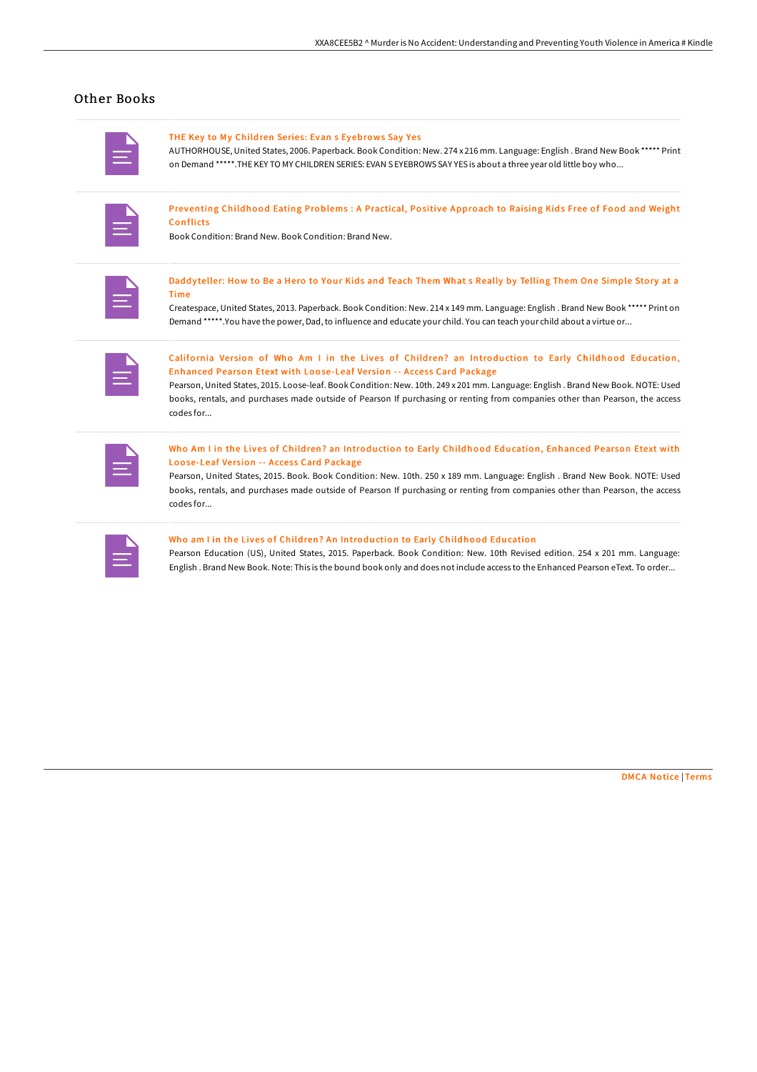## Other Books

### THE Key to My Children Series: Evan s Eyebrows Say Yes

AUTHORHOUSE, United States, 2006. Paperback. Book Condition: New. 274 x 216 mm. Language: English . Brand New Book ***** Print on Demand *****.THE KEY TO MY CHILDREN SERIES: EVAN S EYEBROWS SAY YES is about a three year old little boy who...

### Preventing Childhood Eating Problems : A Practical, Positive Approach to Raising Kids Free of Food and Weight Conflicts

Book Condition: Brand New. Book Condition: Brand New.

### Daddyteller: How to Be a Hero to Your Kids and Teach Them What s Really by Telling Them One Simple Story at a Time

Createspace, United States, 2013. Paperback. Book Condition: New. 214 x 149 mm. Language: English . Brand New Book ***** Print on Demand *****.You have the power, Dad, to influence and educate your child. You can teach your child about a virtue or...

### California Version of Who Am I in the Lives of Children? an Introduction to Early Childhood Education, Enhanced Pearson Etext with Loose-Leaf Version -- Access Card Package

Pearson, United States, 2015. Loose-leaf. Book Condition: New. 10th. 249 x 201 mm. Language: English . Brand New Book. NOTE: Used books, rentals, and purchases made outside of Pearson If purchasing or renting from companies other than Pearson, the access codes for...

### Who Am I in the Lives of Children? an Introduction to Early Childhood Education, Enhanced Pearson Etext with Loose-Leaf Version -- Access Card Package

Pearson, United States, 2015. Book. Book Condition: New. 10th. 250 x 189 mm. Language: English . Brand New Book. NOTE: Used books, rentals, and purchases made outside of Pearson If purchasing or renting from companies other than Pearson, the access codes for...

### Who am I in the Lives of Children? An Introduction to Early Childhood Education

Pearson Education (US), United States, 2015. Paperback. Book Condition: New. 10th Revised edition. 254 x 201 mm. Language: English . Brand New Book. Note: This is the bound book only and does not include access to the Enhanced Pearson eText. To order...